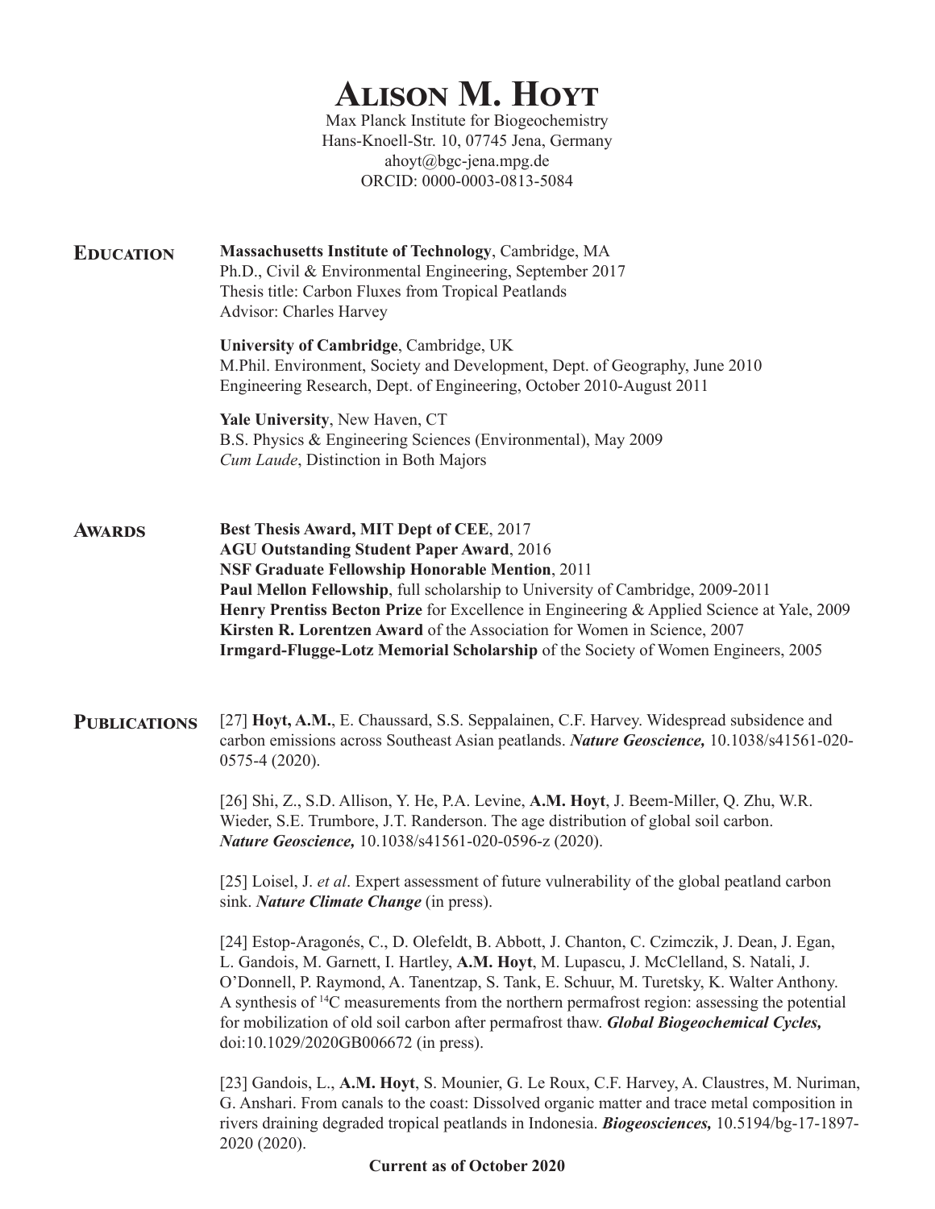# Alison M. Hoyt

Max Planck Institute for Biogeochemistry
Hans-Knoell-Str. 10, 07745 Jena, Germany
ahoyt@bgc-jena.mpg.de
ORCID: 0000-0003-0813-5084

## Education

**Massachusetts Institute of Technology**, Cambridge, MA
Ph.D., Civil & Environmental Engineering, September 2017
Thesis title: Carbon Fluxes from Tropical Peatlands
Advisor: Charles Harvey

**University of Cambridge**, Cambridge, UK
M.Phil. Environment, Society and Development, Dept. of Geography, June 2010
Engineering Research, Dept. of Engineering, October 2010-August 2011

**Yale University**, New Haven, CT
B.S. Physics & Engineering Sciences (Environmental), May 2009
*Cum Laude*, Distinction in Both Majors

## Awards

**Best Thesis Award, MIT Dept of CEE**, 2017
**AGU Outstanding Student Paper Award**, 2016
**NSF Graduate Fellowship Honorable Mention**, 2011
**Paul Mellon Fellowship**, full scholarship to University of Cambridge, 2009-2011
**Henry Prentiss Becton Prize** for Excellence in Engineering & Applied Science at Yale, 2009
**Kirsten R. Lorentzen Award** of the Association for Women in Science, 2007
**Irmgard-Flugge-Lotz Memorial Scholarship** of the Society of Women Engineers, 2005

## Publications

[27] **Hoyt, A.M.**, E. Chaussard, S.S. Seppalainen, C.F. Harvey. Widespread subsidence and carbon emissions across Southeast Asian peatlands. ***Nature Geoscience,*** 10.1038/s41561-020-0575-4 (2020).

[26] Shi, Z., S.D. Allison, Y. He, P.A. Levine, **A.M. Hoyt**, J. Beem-Miller, Q. Zhu, W.R. Wieder, S.E. Trumbore, J.T. Randerson. The age distribution of global soil carbon. ***Nature Geoscience,*** 10.1038/s41561-020-0596-z (2020).

[25] Loisel, J. *et al*. Expert assessment of future vulnerability of the global peatland carbon sink. ***Nature Climate Change*** (in press).

[24] Estop-Aragonés, C., D. Olefeldt, B. Abbott, J. Chanton, C. Czimczik, J. Dean, J. Egan, L. Gandois, M. Garnett, I. Hartley, **A.M. Hoyt**, M. Lupascu, J. McClelland, S. Natali, J. O'Donnell, P. Raymond, A. Tanentzap, S. Tank, E. Schuur, M. Turetsky, K. Walter Anthony. A synthesis of $^{14}C$ measurements from the northern permafrost region: assessing the potential for mobilization of old soil carbon after permafrost thaw. ***Global Biogeochemical Cycles,*** doi:10.1029/2020GB006672 (in press).

[23] Gandois, L., **A.M. Hoyt**, S. Mounier, G. Le Roux, C.F. Harvey, A. Claustres, M. Nuriman, G. Anshari. From canals to the coast: Dissolved organic matter and trace metal composition in rivers draining degraded tropical peatlands in Indonesia. ***Biogeosciences,*** 10.5194/bg-17-1897-2020 (2020).

**Current as of October 2020**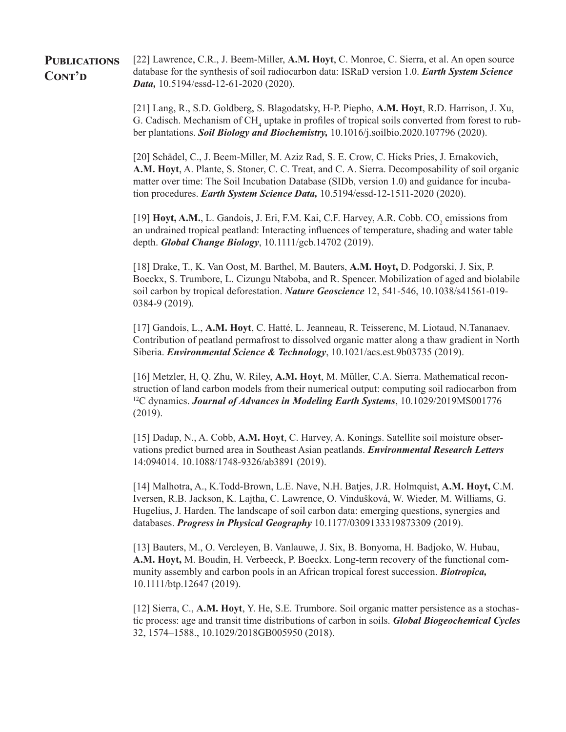## Publications Cont'd

[22] Lawrence, C.R., J. Beem-Miller, **A.M. Hoyt**, C. Monroe, C. Sierra, et al. An open source database for the synthesis of soil radiocarbon data: ISRaD version 1.0. ***Earth System Science Data,*** 10.5194/essd-12-61-2020 (2020).

[21] Lang, R., S.D. Goldberg, S. Blagodatsky, H-P. Piepho, **A.M. Hoyt**, R.D. Harrison, J. Xu, G. Cadisch. Mechanism of $CH_4$ uptake in profiles of tropical soils converted from forest to rubber plantations. ***Soil Biology and Biochemistry,*** 10.1016/j.soilbio.2020.107796 (2020).

[20] Schädel, C., J. Beem-Miller, M. Aziz Rad, S. E. Crow, C. Hicks Pries, J. Ernakovich, **A.M. Hoyt**, A. Plante, S. Stoner, C. C. Treat, and C. A. Sierra. Decomposability of soil organic matter over time: The Soil Incubation Database (SIDb, version 1.0) and guidance for incubation procedures. ***Earth System Science Data,*** 10.5194/essd-12-1511-2020 (2020).

[19] **Hoyt, A.M.**, L. Gandois, J. Eri, F.M. Kai, C.F. Harvey, A.R. Cobb. $CO_2$ emissions from an undrained tropical peatland: Interacting influences of temperature, shading and water table depth. ***Global Change Biology***, 10.1111/gcb.14702 (2019).

[18] Drake, T., K. Van Oost, M. Barthel, M. Bauters, **A.M. Hoyt,** D. Podgorski, J. Six, P. Boeckx, S. Trumbore, L. Cizungu Ntaboba, and R. Spencer. Mobilization of aged and biolabile soil carbon by tropical deforestation. ***Nature Geoscience*** 12, 541-546, 10.1038/s41561-019-0384-9 (2019).

[17] Gandois, L., **A.M. Hoyt**, C. Hatté, L. Jeanneau, R. Teisserenc, M. Liotaud, N.Tananaev. Contribution of peatland permafrost to dissolved organic matter along a thaw gradient in North Siberia. ***Environmental Science & Technology***, 10.1021/acs.est.9b03735 (2019).

[16] Metzler, H, Q. Zhu, W. Riley, **A.M. Hoyt**, M. Müller, C.A. Sierra. Mathematical reconstruction of land carbon models from their numerical output: computing soil radiocarbon from $^{12}C$ dynamics. ***Journal of Advances in Modeling Earth Systems***, 10.1029/2019MS001776 (2019).

[15] Dadap, N., A. Cobb, **A.M. Hoyt**, C. Harvey, A. Konings. Satellite soil moisture observations predict burned area in Southeast Asian peatlands. ***Environmental Research Letters*** 14:094014. 10.1088/1748-9326/ab3891 (2019).

[14] Malhotra, A., K.Todd-Brown, L.E. Nave, N.H. Batjes, J.R. Holmquist, **A.M. Hoyt,** C.M. Iversen, R.B. Jackson, K. Lajtha, C. Lawrence, O. Vindušková, W. Wieder, M. Williams, G. Hugelius, J. Harden. The landscape of soil carbon data: emerging questions, synergies and databases. ***Progress in Physical Geography*** 10.1177/0309133319873309 (2019).

[13] Bauters, M., O. Vercleyen, B. Vanlauwe, J. Six, B. Bonyoma, H. Badjoko, W. Hubau, **A.M. Hoyt,** M. Boudin, H. Verbeeck, P. Boeckx. Long-term recovery of the functional community assembly and carbon pools in an African tropical forest succession. ***Biotropica,*** 10.1111/btp.12647 (2019).

[12] Sierra, C., **A.M. Hoyt**, Y. He, S.E. Trumbore. Soil organic matter persistence as a stochastic process: age and transit time distributions of carbon in soils. ***Global Biogeochemical Cycles*** 32, 1574–1588., 10.1029/2018GB005950 (2018).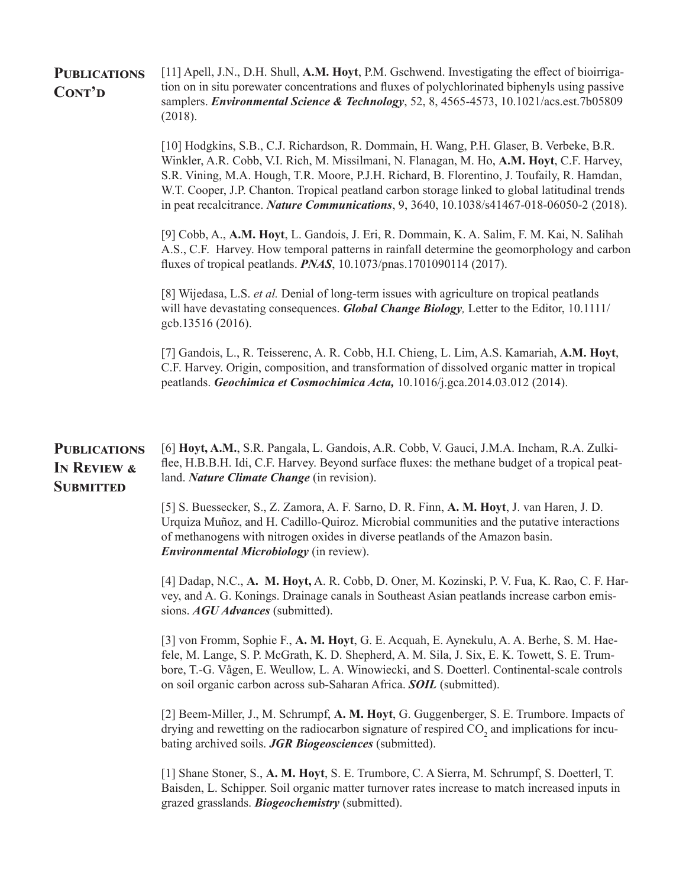## Publications Cont'd

[11] Apell, J.N., D.H. Shull, **A.M. Hoyt**, P.M. Gschwend. Investigating the effect of bioirrigation on in situ porewater concentrations and fluxes of polychlorinated biphenyls using passive samplers. ***Environmental Science & Technology***, 52, 8, 4565-4573, 10.1021/acs.est.7b05809 (2018).

[10] Hodgkins, S.B., C.J. Richardson, R. Dommain, H. Wang, P.H. Glaser, B. Verbeke, B.R. Winkler, A.R. Cobb, V.I. Rich, M. Missilmani, N. Flanagan, M. Ho, **A.M. Hoyt**, C.F. Harvey, S.R. Vining, M.A. Hough, T.R. Moore, P.J.H. Richard, B. Florentino, J. Toufaily, R. Hamdan, W.T. Cooper, J.P. Chanton. Tropical peatland carbon storage linked to global latitudinal trends in peat recalcitrance. ***Nature Communications***, 9, 3640, 10.1038/s41467-018-06050-2 (2018).

[9] Cobb, A., **A.M. Hoyt**, L. Gandois, J. Eri, R. Dommain, K. A. Salim, F. M. Kai, N. Salihah A.S., C.F. Harvey. How temporal patterns in rainfall determine the geomorphology and carbon fluxes of tropical peatlands. ***PNAS***, 10.1073/pnas.1701090114 (2017).

[8] Wijedasa, L.S. *et al.* Denial of long-term issues with agriculture on tropical peatlands will have devastating consequences. ***Global Change Biology,*** Letter to the Editor, 10.1111/gcb.13516 (2016).

[7] Gandois, L., R. Teisserenc, A. R. Cobb, H.I. Chieng, L. Lim, A.S. Kamariah, **A.M. Hoyt**, C.F. Harvey. Origin, composition, and transformation of dissolved organic matter in tropical peatlands. ***Geochimica et Cosmochimica Acta,*** 10.1016/j.gca.2014.03.012 (2014).

## Publications In Review & Submitted

[6] **Hoyt, A.M.**, S.R. Pangala, L. Gandois, A.R. Cobb, V. Gauci, J.M.A. Incham, R.A. Zulkiflee, H.B.B.H. Idi, C.F. Harvey. Beyond surface fluxes: the methane budget of a tropical peatland. ***Nature Climate Change*** (in revision).

[5] S. Buessecker, S., Z. Zamora, A. F. Sarno, D. R. Finn, **A. M. Hoyt**, J. van Haren, J. D. Urquiza Muñoz, and H. Cadillo-Quiroz. Microbial communities and the putative interactions of methanogens with nitrogen oxides in diverse peatlands of the Amazon basin. ***Environmental Microbiology*** (in review).

[4] Dadap, N.C., **A. M. Hoyt,** A. R. Cobb, D. Oner, M. Kozinski, P. V. Fua, K. Rao, C. F. Harvey, and A. G. Konings. Drainage canals in Southeast Asian peatlands increase carbon emissions. ***AGU Advances*** (submitted).

[3] von Fromm, Sophie F., **A. M. Hoyt**, G. E. Acquah, E. Aynekulu, A. A. Berhe, S. M. Haefele, M. Lange, S. P. McGrath, K. D. Shepherd, A. M. Sila, J. Six, E. K. Towett, S. E. Trumbore, T.-G. Vågen, E. Weullow, L. A. Winowiecki, and S. Doetterl. Continental-scale controls on soil organic carbon across sub-Saharan Africa. ***SOIL*** (submitted).

[2] Beem-Miller, J., M. Schrumpf, **A. M. Hoyt**, G. Guggenberger, S. E. Trumbore. Impacts of drying and rewetting on the radiocarbon signature of respired $CO_2$ and implications for incubating archived soils. ***JGR Biogeosciences*** (submitted).

[1] Shane Stoner, S., **A. M. Hoyt**, S. E. Trumbore, C. A Sierra, M. Schrumpf, S. Doetterl, T. Baisden, L. Schipper. Soil organic matter turnover rates increase to match increased inputs in grazed grasslands. ***Biogeochemistry*** (submitted).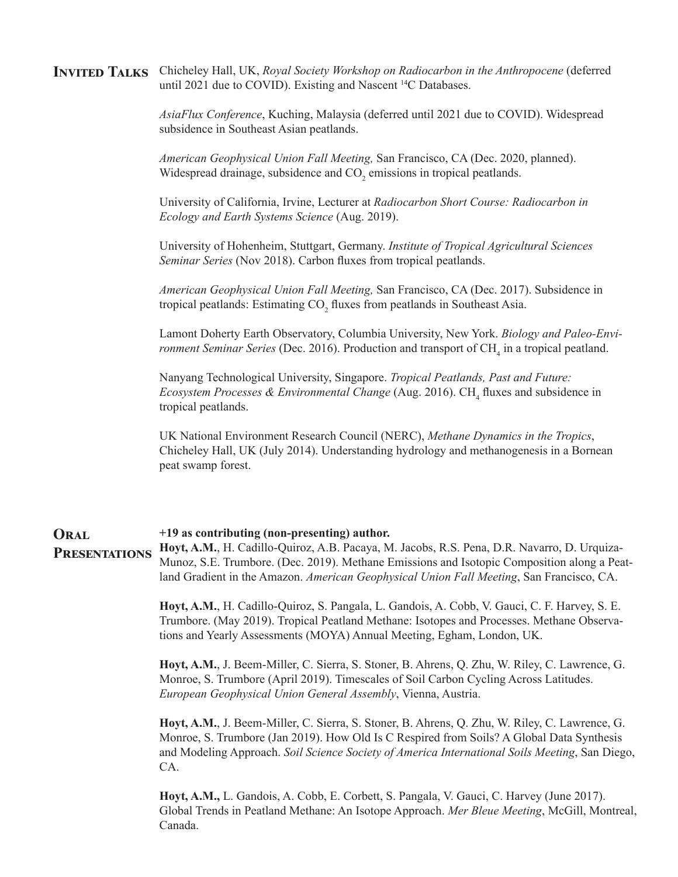## Invited Talks

Chicheley Hall, UK, *Royal Society Workshop on Radiocarbon in the Anthropocene* (deferred until 2021 due to COVID). Existing and Nascent $^{14}C$ Databases.

*AsiaFlux Conference*, Kuching, Malaysia (deferred until 2021 due to COVID). Widespread subsidence in Southeast Asian peatlands.

*American Geophysical Union Fall Meeting,* San Francisco, CA (Dec. 2020, planned). Widespread drainage, subsidence and $CO_2$ emissions in tropical peatlands.

University of California, Irvine, Lecturer at *Radiocarbon Short Course: Radiocarbon in Ecology and Earth Systems Science* (Aug. 2019).

University of Hohenheim, Stuttgart, Germany. *Institute of Tropical Agricultural Sciences Seminar Series* (Nov 2018). Carbon fluxes from tropical peatlands.

*American Geophysical Union Fall Meeting,* San Francisco, CA (Dec. 2017). Subsidence in tropical peatlands: Estimating $CO_2$ fluxes from peatlands in Southeast Asia.

Lamont Doherty Earth Observatory, Columbia University, New York. *Biology and Paleo-Environment Seminar Series* (Dec. 2016). Production and transport of $CH_4$ in a tropical peatland.

Nanyang Technological University, Singapore. *Tropical Peatlands, Past and Future: Ecosystem Processes & Environmental Change* (Aug. 2016). $CH_4$ fluxes and subsidence in tropical peatlands.

UK National Environment Research Council (NERC), *Methane Dynamics in the Tropics*, Chicheley Hall, UK (July 2014). Understanding hydrology and methanogenesis in a Bornean peat swamp forest.

## Oral Presentations

**+19 as contributing (non-presenting) author.**

**Hoyt, A.M.**, H. Cadillo-Quiroz, A.B. Pacaya, M. Jacobs, R.S. Pena, D.R. Navarro, D. Urquiza-Munoz, S.E. Trumbore. (Dec. 2019). Methane Emissions and Isotopic Composition along a Peatland Gradient in the Amazon. *American Geophysical Union Fall Meeting*, San Francisco, CA.

**Hoyt, A.M.**, H. Cadillo-Quiroz, S. Pangala, L. Gandois, A. Cobb, V. Gauci, C. F. Harvey, S. E. Trumbore. (May 2019). Tropical Peatland Methane: Isotopes and Processes. Methane Observations and Yearly Assessments (MOYA) Annual Meeting, Egham, London, UK.

**Hoyt, A.M.**, J. Beem-Miller, C. Sierra, S. Stoner, B. Ahrens, Q. Zhu, W. Riley, C. Lawrence, G. Monroe, S. Trumbore (April 2019). Timescales of Soil Carbon Cycling Across Latitudes. *European Geophysical Union General Assembly*, Vienna, Austria.

**Hoyt, A.M.**, J. Beem-Miller, C. Sierra, S. Stoner, B. Ahrens, Q. Zhu, W. Riley, C. Lawrence, G. Monroe, S. Trumbore (Jan 2019). How Old Is C Respired from Soils? A Global Data Synthesis and Modeling Approach. *Soil Science Society of America International Soils Meeting*, San Diego, CA.

**Hoyt, A.M.,** L. Gandois, A. Cobb, E. Corbett, S. Pangala, V. Gauci, C. Harvey (June 2017). Global Trends in Peatland Methane: An Isotope Approach. *Mer Bleue Meeting*, McGill, Montreal, Canada.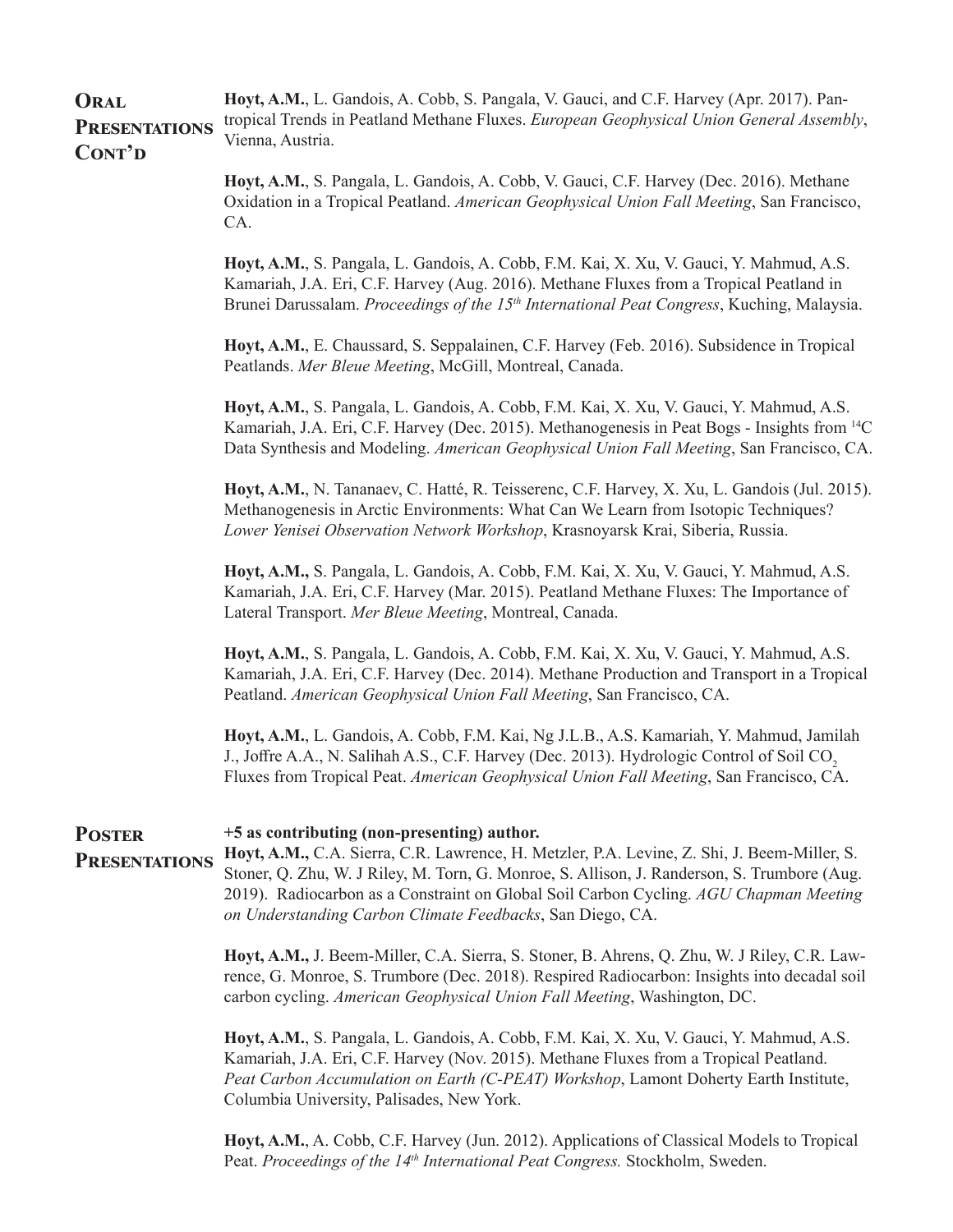## Oral Presentations Cont'd

**Hoyt, A.M.**, L. Gandois, A. Cobb, S. Pangala, V. Gauci, and C.F. Harvey (Apr. 2017). Pantropical Trends in Peatland Methane Fluxes. *European Geophysical Union General Assembly*, Vienna, Austria.

**Hoyt, A.M.**, S. Pangala, L. Gandois, A. Cobb, V. Gauci, C.F. Harvey (Dec. 2016). Methane Oxidation in a Tropical Peatland. *American Geophysical Union Fall Meeting*, San Francisco, CA.

**Hoyt, A.M.**, S. Pangala, L. Gandois, A. Cobb, F.M. Kai, X. Xu, V. Gauci, Y. Mahmud, A.S. Kamariah, J.A. Eri, C.F. Harvey (Aug. 2016). Methane Fluxes from a Tropical Peatland in Brunei Darussalam. *Proceedings of the 15th International Peat Congress*, Kuching, Malaysia.

**Hoyt, A.M.**, E. Chaussard, S. Seppalainen, C.F. Harvey (Feb. 2016). Subsidence in Tropical Peatlands. *Mer Bleue Meeting*, McGill, Montreal, Canada.

**Hoyt, A.M.**, S. Pangala, L. Gandois, A. Cobb, F.M. Kai, X. Xu, V. Gauci, Y. Mahmud, A.S. Kamariah, J.A. Eri, C.F. Harvey (Dec. 2015). Methanogenesis in Peat Bogs - Insights from $^{14}C$ Data Synthesis and Modeling. *American Geophysical Union Fall Meeting*, San Francisco, CA.

**Hoyt, A.M.**, N. Tananaev, C. Hatté, R. Teisserenc, C.F. Harvey, X. Xu, L. Gandois (Jul. 2015). Methanogenesis in Arctic Environments: What Can We Learn from Isotopic Techniques? *Lower Yenisei Observation Network Workshop*, Krasnoyarsk Krai, Siberia, Russia.

**Hoyt, A.M.,** S. Pangala, L. Gandois, A. Cobb, F.M. Kai, X. Xu, V. Gauci, Y. Mahmud, A.S. Kamariah, J.A. Eri, C.F. Harvey (Mar. 2015). Peatland Methane Fluxes: The Importance of Lateral Transport. *Mer Bleue Meeting*, Montreal, Canada.

**Hoyt, A.M.**, S. Pangala, L. Gandois, A. Cobb, F.M. Kai, X. Xu, V. Gauci, Y. Mahmud, A.S. Kamariah, J.A. Eri, C.F. Harvey (Dec. 2014). Methane Production and Transport in a Tropical Peatland. *American Geophysical Union Fall Meeting*, San Francisco, CA.

**Hoyt, A.M.**, L. Gandois, A. Cobb, F.M. Kai, Ng J.L.B., A.S. Kamariah, Y. Mahmud, Jamilah J., Joffre A.A., N. Salihah A.S., C.F. Harvey (Dec. 2013). Hydrologic Control of Soil $CO_2$ Fluxes from Tropical Peat. *American Geophysical Union Fall Meeting*, San Francisco, CA.

## Poster Presentations

**+5 as contributing (non-presenting) author.**

**Hoyt, A.M.,** C.A. Sierra, C.R. Lawrence, H. Metzler, P.A. Levine, Z. Shi, J. Beem-Miller, S. Stoner, Q. Zhu, W. J Riley, M. Torn, G. Monroe, S. Allison, J. Randerson, S. Trumbore (Aug. 2019). Radiocarbon as a Constraint on Global Soil Carbon Cycling. *AGU Chapman Meeting on Understanding Carbon Climate Feedbacks*, San Diego, CA.

**Hoyt, A.M.,** J. Beem-Miller, C.A. Sierra, S. Stoner, B. Ahrens, Q. Zhu, W. J Riley, C.R. Lawrence, G. Monroe, S. Trumbore (Dec. 2018). Respired Radiocarbon: Insights into decadal soil carbon cycling. *American Geophysical Union Fall Meeting*, Washington, DC.

**Hoyt, A.M.**, S. Pangala, L. Gandois, A. Cobb, F.M. Kai, X. Xu, V. Gauci, Y. Mahmud, A.S. Kamariah, J.A. Eri, C.F. Harvey (Nov. 2015). Methane Fluxes from a Tropical Peatland. *Peat Carbon Accumulation on Earth (C-PEAT) Workshop*, Lamont Doherty Earth Institute, Columbia University, Palisades, New York.

**Hoyt, A.M.**, A. Cobb, C.F. Harvey (Jun. 2012). Applications of Classical Models to Tropical Peat. *Proceedings of the 14th International Peat Congress.* Stockholm, Sweden.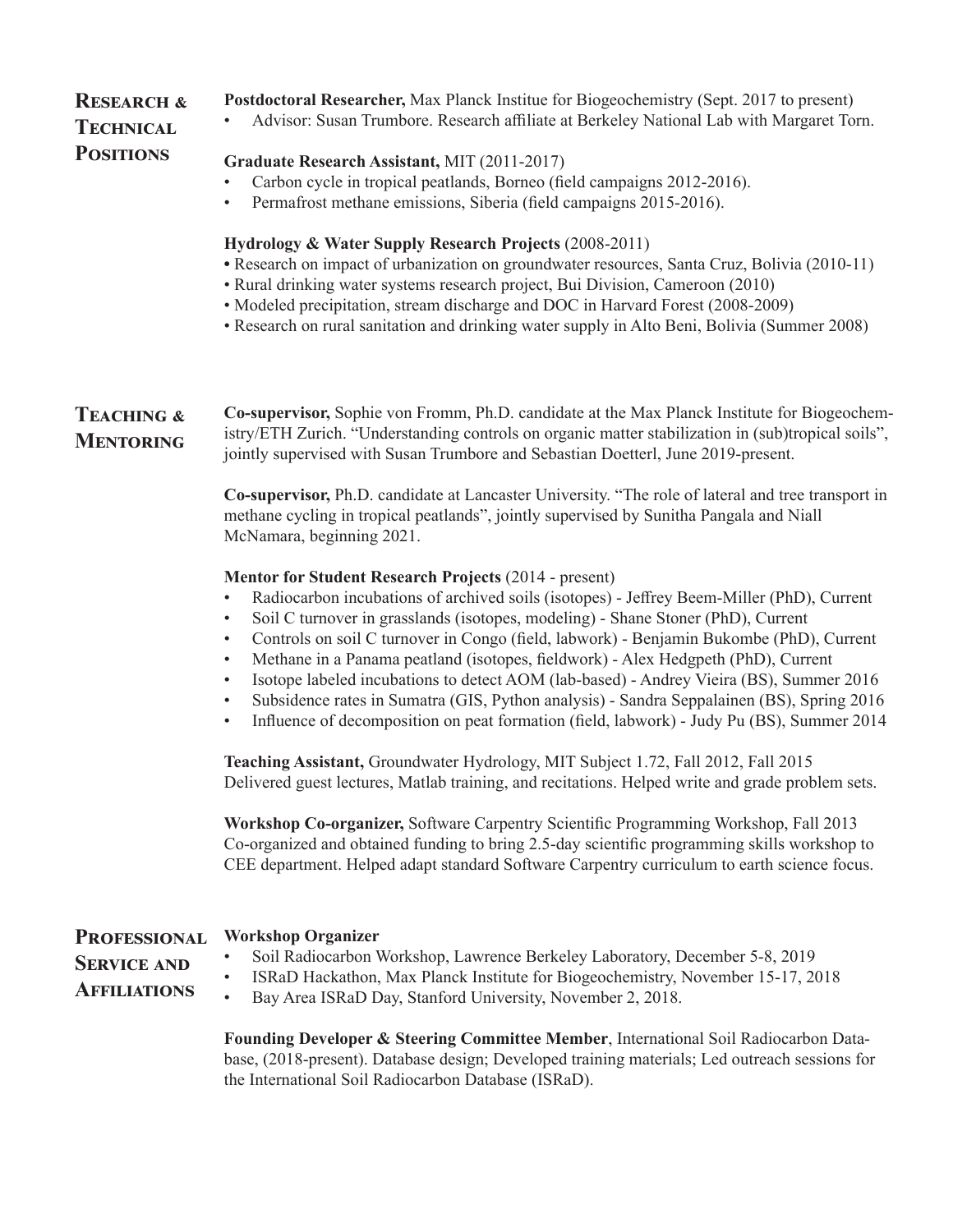## Research & Technical Positions

**Postdoctoral Researcher,** Max Planck Institue for Biogeochemistry (Sept. 2017 to present)

- Advisor: Susan Trumbore. Research affiliate at Berkeley National Lab with Margaret Torn.

**Graduate Research Assistant,** MIT (2011-2017)

- Carbon cycle in tropical peatlands, Borneo (field campaigns 2012-2016).
- Permafrost methane emissions, Siberia (field campaigns 2015-2016).

**Hydrology & Water Supply Research Projects** (2008-2011)

- Research on impact of urbanization on groundwater resources, Santa Cruz, Bolivia (2010-11)
- Rural drinking water systems research project, Bui Division, Cameroon (2010)
- Modeled precipitation, stream discharge and DOC in Harvard Forest (2008-2009)
- Research on rural sanitation and drinking water supply in Alto Beni, Bolivia (Summer 2008)

## Teaching & Mentoring

**Co-supervisor,** Sophie von Fromm, Ph.D. candidate at the Max Planck Institute for Biogeochemistry/ETH Zurich. "Understanding controls on organic matter stabilization in (sub)tropical soils", jointly supervised with Susan Trumbore and Sebastian Doetterl, June 2019-present.

**Co-supervisor,** Ph.D. candidate at Lancaster University. "The role of lateral and tree transport in methane cycling in tropical peatlands", jointly supervised by Sunitha Pangala and Niall McNamara, beginning 2021.

**Mentor for Student Research Projects** (2014 - present)

- Radiocarbon incubations of archived soils (isotopes) - Jeffrey Beem-Miller (PhD), Current
- Soil C turnover in grasslands (isotopes, modeling) - Shane Stoner (PhD), Current
- Controls on soil C turnover in Congo (field, labwork) - Benjamin Bukombe (PhD), Current
- Methane in a Panama peatland (isotopes, fieldwork) - Alex Hedgpeth (PhD), Current
- Isotope labeled incubations to detect AOM (lab-based) - Andrey Vieira (BS), Summer 2016
- Subsidence rates in Sumatra (GIS, Python analysis) - Sandra Seppalainen (BS), Spring 2016
- Influence of decomposition on peat formation (field, labwork) - Judy Pu (BS), Summer 2014

**Teaching Assistant,** Groundwater Hydrology, MIT Subject 1.72, Fall 2012, Fall 2015
Delivered guest lectures, Matlab training, and recitations. Helped write and grade problem sets.

**Workshop Co-organizer,** Software Carpentry Scientific Programming Workshop, Fall 2013
Co-organized and obtained funding to bring 2.5-day scientific programming skills workshop to CEE department. Helped adapt standard Software Carpentry curriculum to earth science focus.

## Professional Service and Affiliations

**Workshop Organizer**

- Soil Radiocarbon Workshop, Lawrence Berkeley Laboratory, December 5-8, 2019
- ISRaD Hackathon, Max Planck Institute for Biogeochemistry, November 15-17, 2018
- Bay Area ISRaD Day, Stanford University, November 2, 2018.

**Founding Developer & Steering Committee Member**, International Soil Radiocarbon Database, (2018-present). Database design; Developed training materials; Led outreach sessions for the International Soil Radiocarbon Database (ISRaD).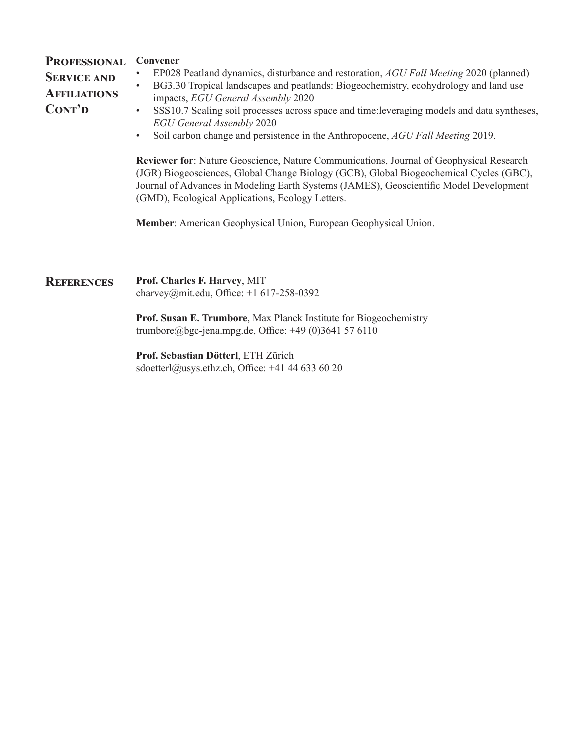## Professional Service and Affiliations Cont'd

**Convener**

- EP028 Peatland dynamics, disturbance and restoration, *AGU Fall Meeting* 2020 (planned)
- BG3.30 Tropical landscapes and peatlands: Biogeochemistry, ecohydrology and land use impacts, *EGU General Assembly* 2020
- SSS10.7 Scaling soil processes across space and time:leveraging models and data syntheses, *EGU General Assembly* 2020
- Soil carbon change and persistence in the Anthropocene, *AGU Fall Meeting* 2019.

**Reviewer for**: Nature Geoscience, Nature Communications, Journal of Geophysical Research (JGR) Biogeosciences, Global Change Biology (GCB), Global Biogeochemical Cycles (GBC), Journal of Advances in Modeling Earth Systems (JAMES), Geoscientific Model Development (GMD), Ecological Applications, Ecology Letters.

**Member**: American Geophysical Union, European Geophysical Union.

## References

**Prof. Charles F. Harvey**, MIT
charvey@mit.edu, Office: +1 617-258-0392

**Prof. Susan E. Trumbore**, Max Planck Institute for Biogeochemistry
trumbore@bgc-jena.mpg.de, Office: +49 (0)3641 57 6110

**Prof. Sebastian Dötterl**, ETH Zürich
sdoetterl@usys.ethz.ch, Office: +41 44 633 60 20